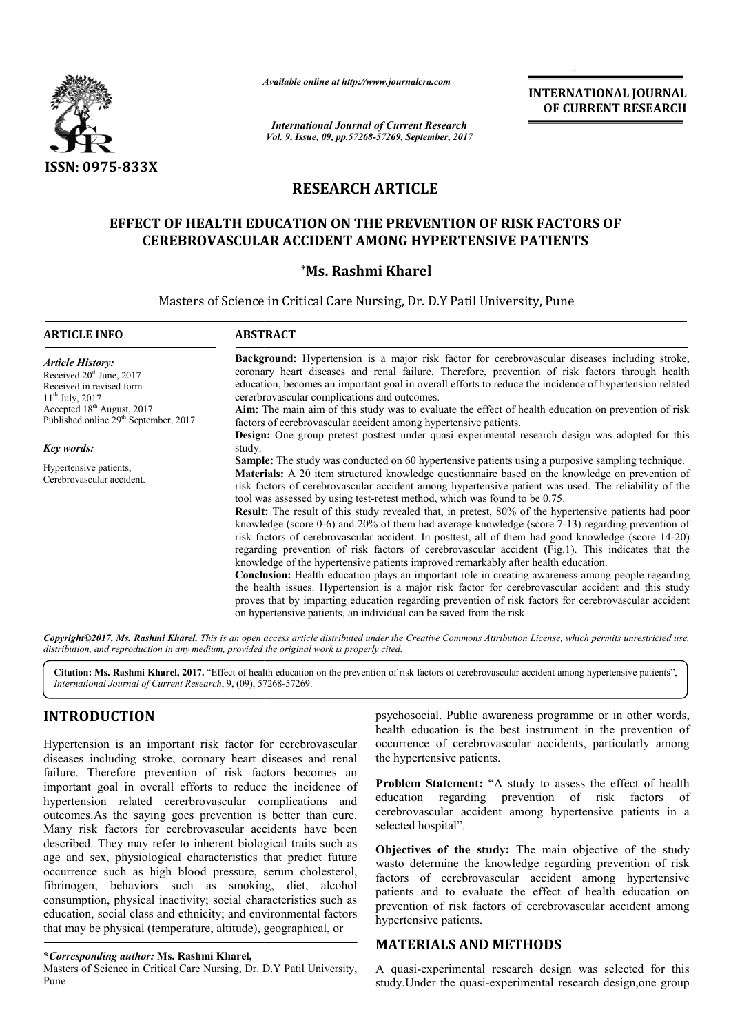ISSN: 0975-833X

*Available online at http://www.journalcra.com*

*International Journal of Current Research*

**INTERNATIONAL JOURNAL OF CURRENT RESEARCH**

## RESEARCH ARTICLE

# EFFECT OF HEALTH EDUCATION ON THE PREVENTION OF RISK FACTORS OF CEREBROVASCULAR ACCIDENT AMONG HYPERTENSIVE PATIENTS

**\*Ms. Rashmi Kharel**

Masters of Science in Critical Care Nursing, Dr. D.Y Patil University, Pune

### ARTICLE INFO

*Article History:*

Received 20[th] June, 2017
Received in revised form
11[th] July, 2017
Accepted 18[th] August, 2017
Published online 29[th] September, 2017

*Key words:*

Hypertensive patients,
Cerebrovascular accident.

### ABSTRACT

**Background:** Hypertension is a major risk factor for cerebrovascular diseases including stroke, coronary heart diseases and renal failure. Therefore, prevention of risk factors through health education, becomes an important goal in overall efforts to reduce the incidence of hypertension related cererbrovascular complications and outcomes.

**Aim:** The main aim of this study was to evaluate the effect of health education on prevention of risk factors of cerebrovascular accident among hypertensive patients.

**Design:** One group pretest posttest under quasi experimental research design was adopted for this study.

**Sample:** The study was conducted on 60 hypertensive patients using a purposive sampling technique.

**Materials:** A 20 item structured knowledge questionnaire based on the knowledge on prevention of risk factors of cerebrovascular accident among hypertensive patient was used. The reliability of the tool was assessed by using test-retest method, which was found to be 0.75.

**Result:** The result of this study revealed that, in pretest, 80% of the hypertensive patients had poor knowledge (score 0-6) and 20% of them had average knowledge (score 7-13) regarding prevention of risk factors of cerebrovascular accident. In posttest, all of them had good knowledge (score 14-20) regarding prevention of risk factors of cerebrovascular accident (Fig.1). This indicates that the knowledge of the hypertensive patients improved remarkably after health education.

**Conclusion:** Health education plays an important role in creating awareness among people regarding the health issues. Hypertension is a major risk factor for cerebrovascular accident and this study proves that by imparting education regarding prevention of risk factors for cerebrovascular accident on hypertensive patients, an individual can be saved from the risk.

*Copyright©2017, Ms. Rashmi Kharel. This is an open access article distributed under the Creative Commons Attribution License, which permits unrestricted use, distribution, and reproduction in any medium, provided the original work is properly cited.*

**Citation: Ms. Rashmi Kharel, 2017.** "Effect of health education on the prevention of risk factors of cerebrovascular accident among hypertensive patients", *International Journal of Current Research*, 9, (09), 57268-57269.

## INTRODUCTION

Hypertension is an important risk factor for cerebrovascular diseases including stroke, coronary heart diseases and renal failure. Therefore prevention of risk factors becomes an important goal in overall efforts to reduce the incidence of hypertension related cererbrovascular complications and outcomes.As the saying goes prevention is better than cure. Many risk factors for cerebrovascular accidents have been described. They may refer to inherent biological traits such as age and sex, physiological characteristics that predict future occurrence such as high blood pressure, serum cholesterol, fibrinogen; behaviors such as smoking, diet, alcohol consumption, physical inactivity; social characteristics such as education, social class and ethnicity; and environmental factors that may be physical (temperature, altitude), geographical, or psychosocial. Public awareness programme or in other words, health education is the best instrument in the prevention of occurrence of cerebrovascular accidents, particularly among the hypertensive patients.

**Problem Statement:** "A study to assess the effect of health education regarding prevention of risk factors of cerebrovascular accident among hypertensive patients in a selected hospital".

**Objectives of the study:** The main objective of the study wasto determine the knowledge regarding prevention of risk factors of cerebrovascular accident among hypertensive patients and to evaluate the effect of health education on prevention of risk factors of cerebrovascular accident among hypertensive patients.

## MATERIALS AND METHODS

A quasi-experimental research design was selected for this study.Under the quasi-experimental research design,one group

**\*Corresponding author: Ms. Rashmi Kharel,**
Masters of Science in Critical Care Nursing, Dr. D.Y Patil University, Pune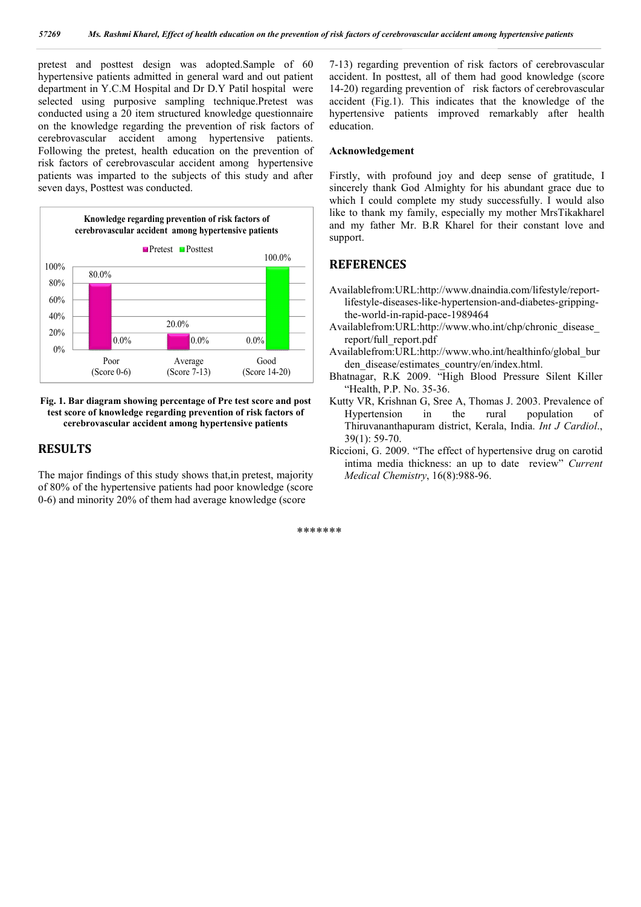pretest and posttest design was adopted.Sample of 60 hypertensive patients admitted in general ward and out patient department in Y.C.M Hospital and Dr D.Y Patil hospital were selected using purposive sampling technique.Pretest was conducted using a 20 item structured knowledge questionnaire on the knowledge regarding the prevention of risk factors of cerebrovascular accident among hypertensive patients. Following the pretest, health education on the prevention of risk factors of cerebrovascular accident among hypertensive patients was imparted to the subjects of this study and after seven days, Posttest was conducted.

Knowledge regarding prevention of risk factors of cerebrovascular accident among hypertensive patients

Pretest Posttest

100%
80%
60%
40%
20%
0%

80.0%
0.0%
20.0%
0.0%
0.0%
100.0%

Poor (Score 0-6)
Average (Score 7-13)
Good (Score 14-20)

**Fig. 1. Bar diagram showing percentage of Pre test score and post test score of knowledge regarding prevention of risk factors of cerebrovascular accident among hypertensive patients**

## RESULTS

The major findings of this study shows that,in pretest, majority of 80% of the hypertensive patients had poor knowledge (score 0-6) and minority 20% of them had average knowledge (score 7-13) regarding prevention of risk factors of cerebrovascular accident. In posttest, all of them had good knowledge (score 14-20) regarding prevention of risk factors of cerebrovascular accident (Fig.1). This indicates that the knowledge of the hypertensive patients improved remarkably after health education.

### Acknowledgement

Firstly, with profound joy and deep sense of gratitude, I sincerely thank God Almighty for his abundant grace due to which I could complete my study successfully. I would also like to thank my family, especially my mother MrsTikakharel and my father Mr. B.R Kharel for their constant love and support.

## REFERENCES

Availablefrom:URL:http://www.dnaindia.com/lifestyle/report-lifestyle-diseases-like-hypertension-and-diabetes-gripping-the-world-in-rapid-pace-1989464

Availablefrom:URL:http://www.who.int/chp/chronic_disease_report/full_report.pdf

Availablefrom:URL:http://www.who.int/healthinfo/global_burden_disease/estimates_country/en/index.html.

Bhatnagar, R.K 2009. "High Blood Pressure Silent Killer "Health, P.P. No. 35-36.

Kutty VR, Krishnan G, Sree A, Thomas J. 2003. Prevalence of Hypertension in the rural population of Thiruvananthapuram district, Kerala, India. *Int J Cardiol*., 39(1): 59-70.

Riccioni, G. 2009. "The effect of hypertensive drug on carotid intima media thickness: an up to date review" *Current Medical Chemistry*, 16(8):988-96.

*******